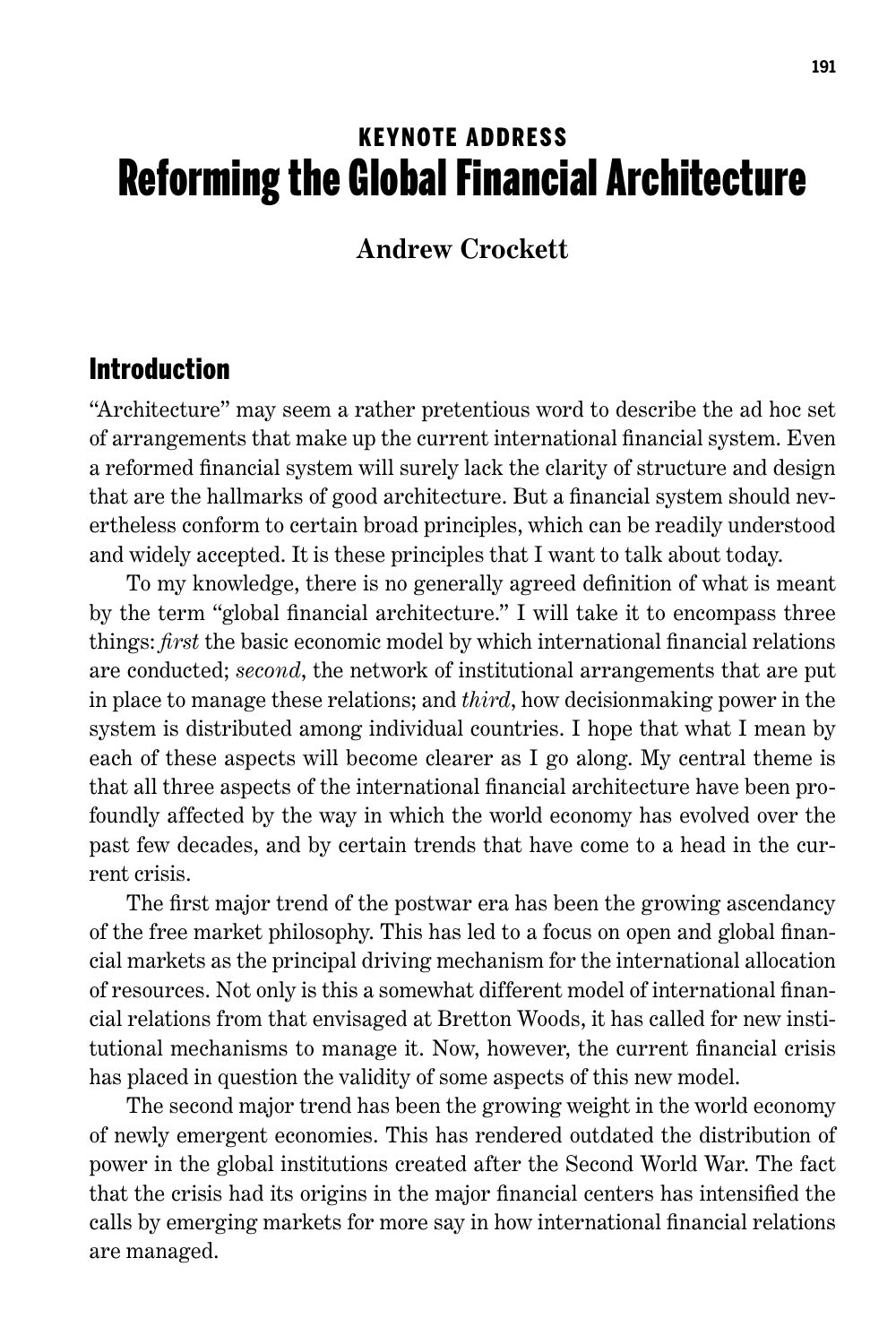KEYNOTE ADDRESS

# Reforming the Global Financial Architecture

**Andrew Crockett**

## Introduction

"Architecture" may seem a rather pretentious word to describe the ad hoc set of arrangements that make up the current international financial system. Even a reformed financial system will surely lack the clarity of structure and design that are the hallmarks of good architecture. But a financial system should nevertheless conform to certain broad principles, which can be readily understood and widely accepted. It is these principles that I want to talk about today.

To my knowledge, there is no generally agreed definition of what is meant by the term "global financial architecture." I will take it to encompass three things: *first* the basic economic model by which international financial relations are conducted; *second*, the network of institutional arrangements that are put in place to manage these relations; and *third*, how decisionmaking power in the system is distributed among individual countries. I hope that what I mean by each of these aspects will become clearer as I go along. My central theme is that all three aspects of the international financial architecture have been profoundly affected by the way in which the world economy has evolved over the past few decades, and by certain trends that have come to a head in the current crisis.

The first major trend of the postwar era has been the growing ascendancy of the free market philosophy. This has led to a focus on open and global financial markets as the principal driving mechanism for the international allocation of resources. Not only is this a somewhat different model of international financial relations from that envisaged at Bretton Woods, it has called for new institutional mechanisms to manage it. Now, however, the current financial crisis has placed in question the validity of some aspects of this new model.

The second major trend has been the growing weight in the world economy of newly emergent economies. This has rendered outdated the distribution of power in the global institutions created after the Second World War. The fact that the crisis had its origins in the major financial centers has intensified the calls by emerging markets for more say in how international financial relations are managed.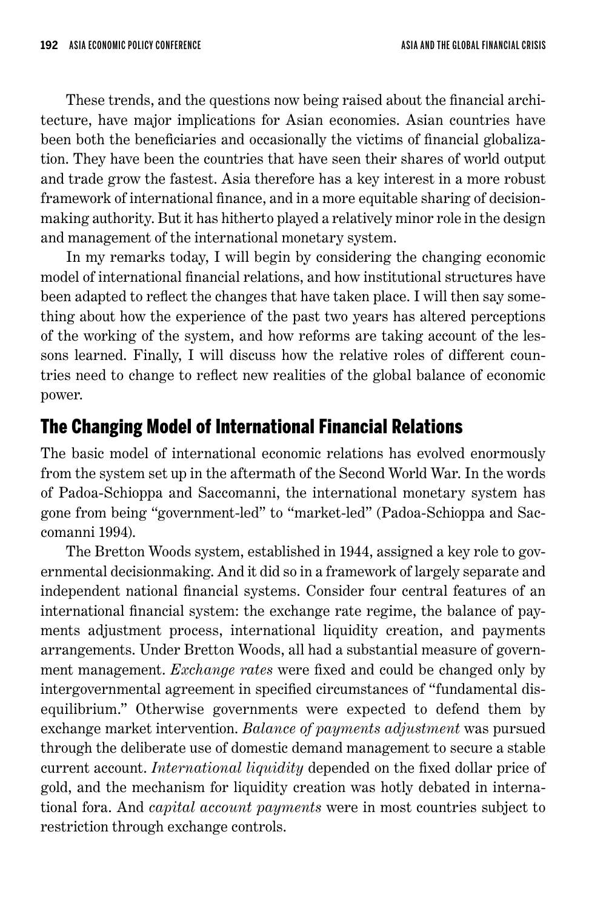These trends, and the questions now being raised about the financial architecture, have major implications for Asian economies. Asian countries have been both the beneficiaries and occasionally the victims of financial globalization. They have been the countries that have seen their shares of world output and trade grow the fastest. Asia therefore has a key interest in a more robust framework of international finance, and in a more equitable sharing of decisionmaking authority. But it has hitherto played a relatively minor role in the design and management of the international monetary system.

In my remarks today, I will begin by considering the changing economic model of international financial relations, and how institutional structures have been adapted to reflect the changes that have taken place. I will then say something about how the experience of the past two years has altered perceptions of the working of the system, and how reforms are taking account of the lessons learned. Finally, I will discuss how the relative roles of different countries need to change to reflect new realities of the global balance of economic power.

## The Changing Model of International Financial Relations

The basic model of international economic relations has evolved enormously from the system set up in the aftermath of the Second World War. In the words of Padoa-Schioppa and Saccomanni, the international monetary system has gone from being "government-led" to "market-led" (Padoa-Schioppa and Saccomanni 1994).

The Bretton Woods system, established in 1944, assigned a key role to governmental decisionmaking. And it did so in a framework of largely separate and independent national financial systems. Consider four central features of an international financial system: the exchange rate regime, the balance of payments adjustment process, international liquidity creation, and payments arrangements. Under Bretton Woods, all had a substantial measure of government management. *Exchange rates* were fixed and could be changed only by intergovernmental agreement in specified circumstances of "fundamental disequilibrium." Otherwise governments were expected to defend them by exchange market intervention. *Balance of payments adjustment* was pursued through the deliberate use of domestic demand management to secure a stable current account. *International liquidity* depended on the fixed dollar price of gold, and the mechanism for liquidity creation was hotly debated in international fora. And *capital account payments* were in most countries subject to restriction through exchange controls.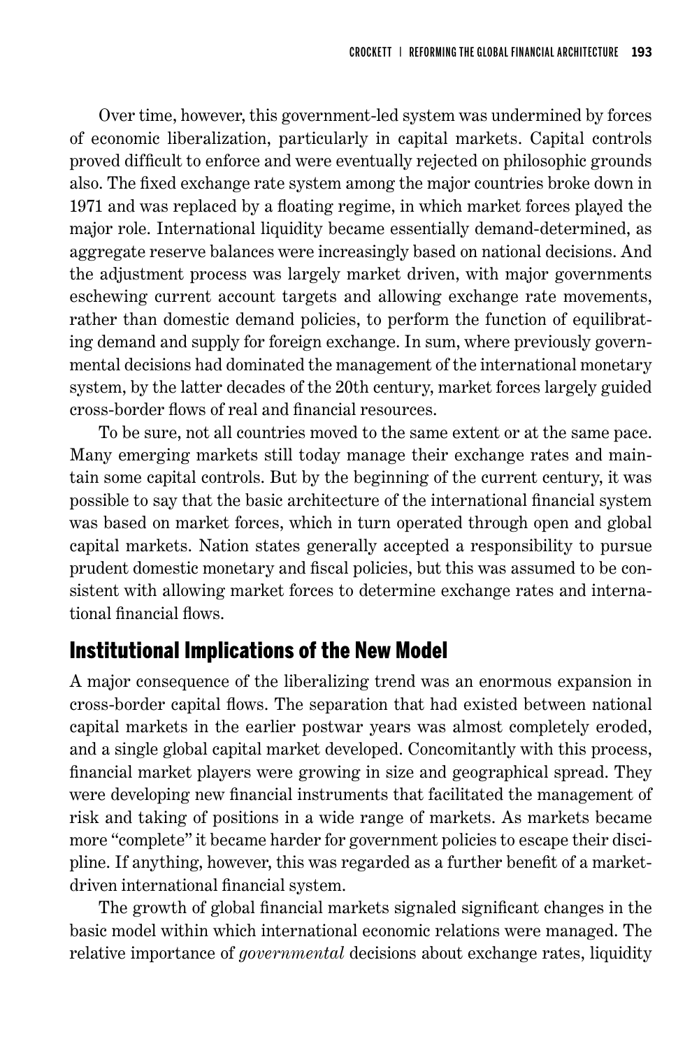Over time, however, this government-led system was undermined by forces of economic liberalization, particularly in capital markets. Capital controls proved difficult to enforce and were eventually rejected on philosophic grounds also. The fixed exchange rate system among the major countries broke down in 1971 and was replaced by a floating regime, in which market forces played the major role. International liquidity became essentially demand-determined, as aggregate reserve balances were increasingly based on national decisions. And the adjustment process was largely market driven, with major governments eschewing current account targets and allowing exchange rate movements, rather than domestic demand policies, to perform the function of equilibrating demand and supply for foreign exchange. In sum, where previously governmental decisions had dominated the management of the international monetary system, by the latter decades of the 20th century, market forces largely guided cross-border flows of real and financial resources.

To be sure, not all countries moved to the same extent or at the same pace. Many emerging markets still today manage their exchange rates and maintain some capital controls. But by the beginning of the current century, it was possible to say that the basic architecture of the international financial system was based on market forces, which in turn operated through open and global capital markets. Nation states generally accepted a responsibility to pursue prudent domestic monetary and fiscal policies, but this was assumed to be consistent with allowing market forces to determine exchange rates and international financial flows.

## Institutional Implications of the New Model

A major consequence of the liberalizing trend was an enormous expansion in cross-border capital flows. The separation that had existed between national capital markets in the earlier postwar years was almost completely eroded, and a single global capital market developed. Concomitantly with this process, financial market players were growing in size and geographical spread. They were developing new financial instruments that facilitated the management of risk and taking of positions in a wide range of markets. As markets became more "complete" it became harder for government policies to escape their discipline. If anything, however, this was regarded as a further benefit of a market-driven international financial system.

The growth of global financial markets signaled significant changes in the basic model within which international economic relations were managed. The relative importance of *governmental* decisions about exchange rates, liquidity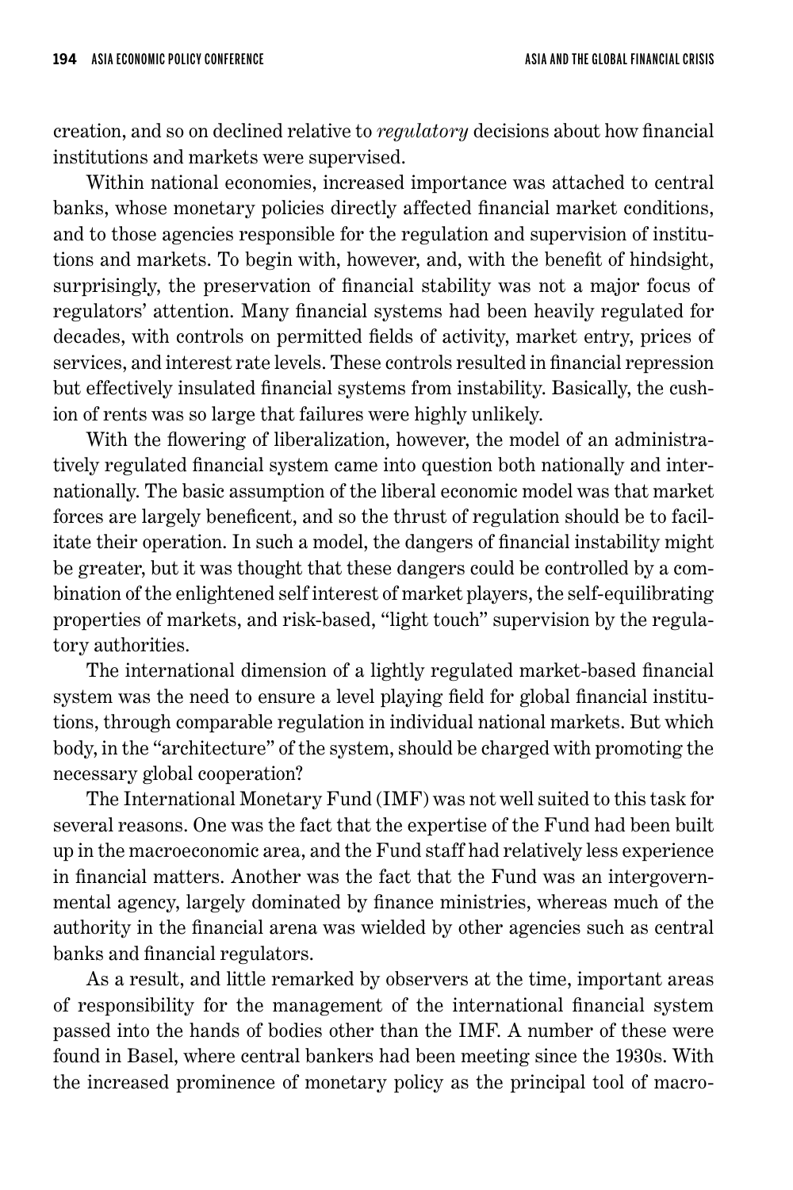creation, and so on declined relative to *regulatory* decisions about how financial institutions and markets were supervised.

Within national economies, increased importance was attached to central banks, whose monetary policies directly affected financial market conditions, and to those agencies responsible for the regulation and supervision of institutions and markets. To begin with, however, and, with the benefit of hindsight, surprisingly, the preservation of financial stability was not a major focus of regulators' attention. Many financial systems had been heavily regulated for decades, with controls on permitted fields of activity, market entry, prices of services, and interest rate levels. These controls resulted in financial repression but effectively insulated financial systems from instability. Basically, the cushion of rents was so large that failures were highly unlikely.

With the flowering of liberalization, however, the model of an administratively regulated financial system came into question both nationally and internationally. The basic assumption of the liberal economic model was that market forces are largely beneficent, and so the thrust of regulation should be to facilitate their operation. In such a model, the dangers of financial instability might be greater, but it was thought that these dangers could be controlled by a combination of the enlightened self interest of market players, the self-equilibrating properties of markets, and risk-based, "light touch" supervision by the regulatory authorities.

The international dimension of a lightly regulated market-based financial system was the need to ensure a level playing field for global financial institutions, through comparable regulation in individual national markets. But which body, in the "architecture" of the system, should be charged with promoting the necessary global cooperation?

The International Monetary Fund (IMF) was not well suited to this task for several reasons. One was the fact that the expertise of the Fund had been built up in the macroeconomic area, and the Fund staff had relatively less experience in financial matters. Another was the fact that the Fund was an intergovernmental agency, largely dominated by finance ministries, whereas much of the authority in the financial arena was wielded by other agencies such as central banks and financial regulators.

As a result, and little remarked by observers at the time, important areas of responsibility for the management of the international financial system passed into the hands of bodies other than the IMF. A number of these were found in Basel, where central bankers had been meeting since the 1930s. With the increased prominence of monetary policy as the principal tool of macro-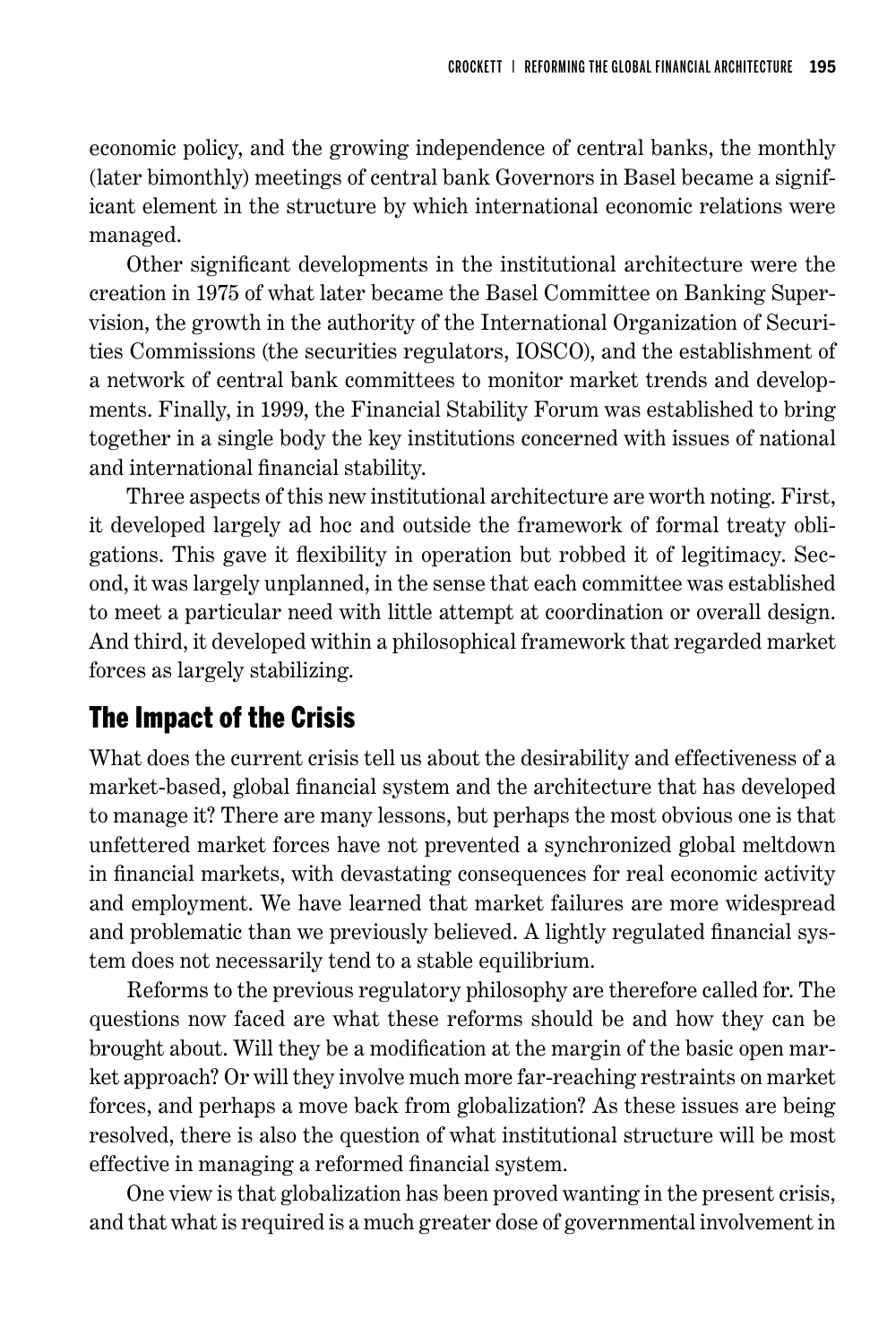economic policy, and the growing independence of central banks, the monthly (later bimonthly) meetings of central bank Governors in Basel became a significant element in the structure by which international economic relations were managed.

Other significant developments in the institutional architecture were the creation in 1975 of what later became the Basel Committee on Banking Supervision, the growth in the authority of the International Organization of Securities Commissions (the securities regulators, IOSCO), and the establishment of a network of central bank committees to monitor market trends and developments. Finally, in 1999, the Financial Stability Forum was established to bring together in a single body the key institutions concerned with issues of national and international financial stability.

Three aspects of this new institutional architecture are worth noting. First, it developed largely ad hoc and outside the framework of formal treaty obligations. This gave it flexibility in operation but robbed it of legitimacy. Second, it was largely unplanned, in the sense that each committee was established to meet a particular need with little attempt at coordination or overall design. And third, it developed within a philosophical framework that regarded market forces as largely stabilizing.

## The Impact of the Crisis

What does the current crisis tell us about the desirability and effectiveness of a market-based, global financial system and the architecture that has developed to manage it? There are many lessons, but perhaps the most obvious one is that unfettered market forces have not prevented a synchronized global meltdown in financial markets, with devastating consequences for real economic activity and employment. We have learned that market failures are more widespread and problematic than we previously believed. A lightly regulated financial system does not necessarily tend to a stable equilibrium.

Reforms to the previous regulatory philosophy are therefore called for. The questions now faced are what these reforms should be and how they can be brought about. Will they be a modification at the margin of the basic open market approach? Or will they involve much more far-reaching restraints on market forces, and perhaps a move back from globalization? As these issues are being resolved, there is also the question of what institutional structure will be most effective in managing a reformed financial system.

One view is that globalization has been proved wanting in the present crisis, and that what is required is a much greater dose of governmental involvement in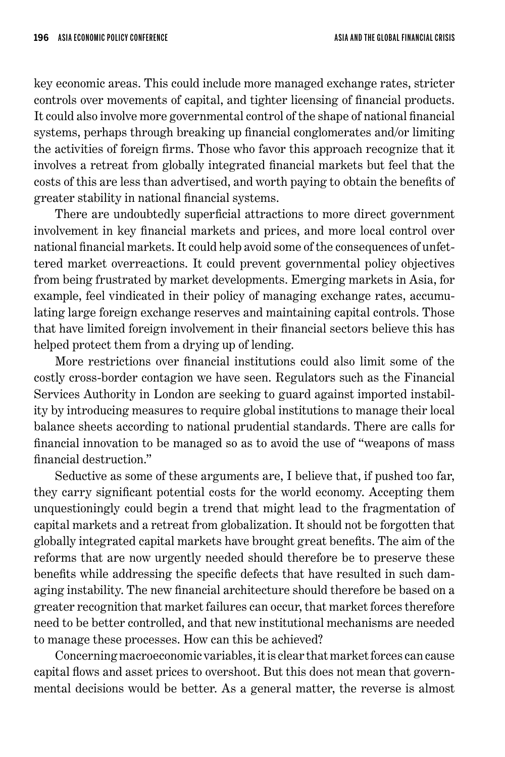key economic areas. This could include more managed exchange rates, stricter controls over movements of capital, and tighter licensing of financial products. It could also involve more governmental control of the shape of national financial systems, perhaps through breaking up financial conglomerates and/or limiting the activities of foreign firms. Those who favor this approach recognize that it involves a retreat from globally integrated financial markets but feel that the costs of this are less than advertised, and worth paying to obtain the benefits of greater stability in national financial systems.

There are undoubtedly superficial attractions to more direct government involvement in key financial markets and prices, and more local control over national financial markets. It could help avoid some of the consequences of unfettered market overreactions. It could prevent governmental policy objectives from being frustrated by market developments. Emerging markets in Asia, for example, feel vindicated in their policy of managing exchange rates, accumulating large foreign exchange reserves and maintaining capital controls. Those that have limited foreign involvement in their financial sectors believe this has helped protect them from a drying up of lending.

More restrictions over financial institutions could also limit some of the costly cross-border contagion we have seen. Regulators such as the Financial Services Authority in London are seeking to guard against imported instability by introducing measures to require global institutions to manage their local balance sheets according to national prudential standards. There are calls for financial innovation to be managed so as to avoid the use of "weapons of mass financial destruction."

Seductive as some of these arguments are, I believe that, if pushed too far, they carry significant potential costs for the world economy. Accepting them unquestioningly could begin a trend that might lead to the fragmentation of capital markets and a retreat from globalization. It should not be forgotten that globally integrated capital markets have brought great benefits. The aim of the reforms that are now urgently needed should therefore be to preserve these benefits while addressing the specific defects that have resulted in such damaging instability. The new financial architecture should therefore be based on a greater recognition that market failures can occur, that market forces therefore need to be better controlled, and that new institutional mechanisms are needed to manage these processes. How can this be achieved?

Concerning macroeconomic variables, it is clear that market forces can cause capital flows and asset prices to overshoot. But this does not mean that governmental decisions would be better. As a general matter, the reverse is almost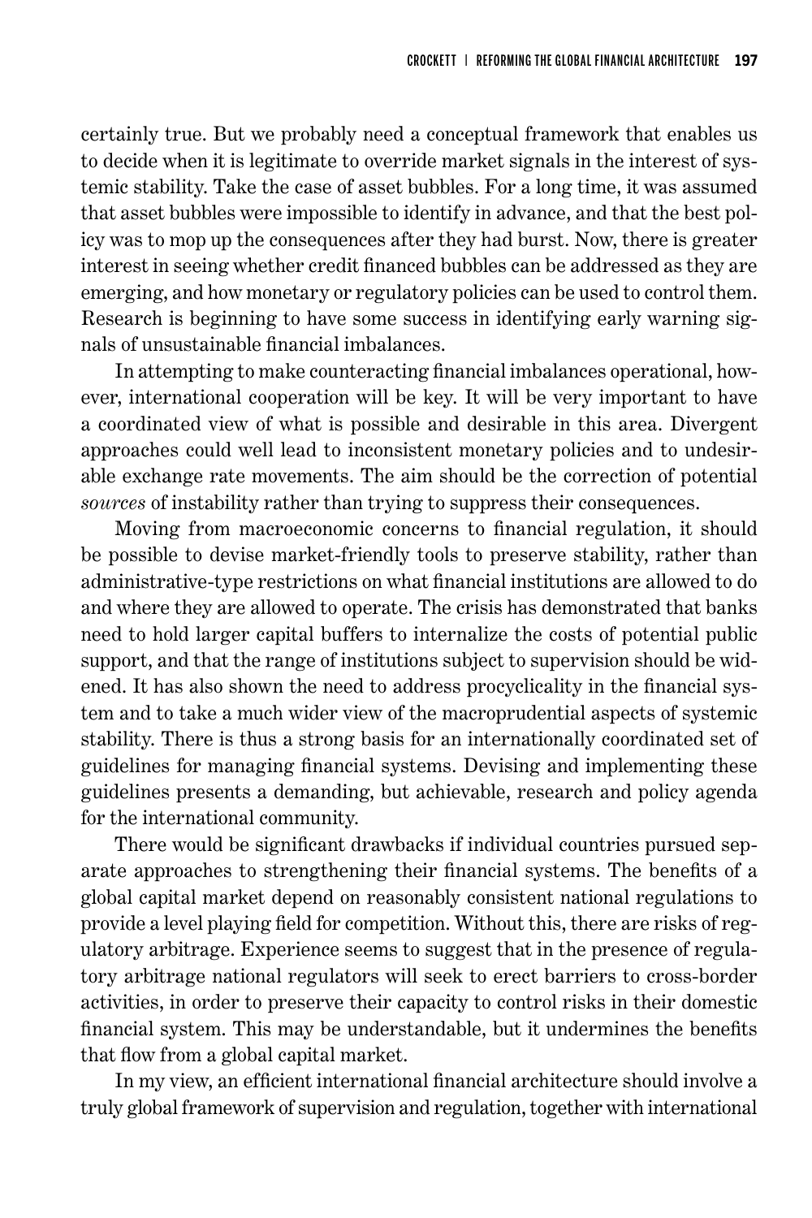certainly true. But we probably need a conceptual framework that enables us to decide when it is legitimate to override market signals in the interest of systemic stability. Take the case of asset bubbles. For a long time, it was assumed that asset bubbles were impossible to identify in advance, and that the best policy was to mop up the consequences after they had burst. Now, there is greater interest in seeing whether credit financed bubbles can be addressed as they are emerging, and how monetary or regulatory policies can be used to control them. Research is beginning to have some success in identifying early warning signals of unsustainable financial imbalances.

In attempting to make counteracting financial imbalances operational, however, international cooperation will be key. It will be very important to have a coordinated view of what is possible and desirable in this area. Divergent approaches could well lead to inconsistent monetary policies and to undesirable exchange rate movements. The aim should be the correction of potential *sources* of instability rather than trying to suppress their consequences.

Moving from macroeconomic concerns to financial regulation, it should be possible to devise market-friendly tools to preserve stability, rather than administrative-type restrictions on what financial institutions are allowed to do and where they are allowed to operate. The crisis has demonstrated that banks need to hold larger capital buffers to internalize the costs of potential public support, and that the range of institutions subject to supervision should be widened. It has also shown the need to address procyclicality in the financial system and to take a much wider view of the macroprudential aspects of systemic stability. There is thus a strong basis for an internationally coordinated set of guidelines for managing financial systems. Devising and implementing these guidelines presents a demanding, but achievable, research and policy agenda for the international community.

There would be significant drawbacks if individual countries pursued separate approaches to strengthening their financial systems. The benefits of a global capital market depend on reasonably consistent national regulations to provide a level playing field for competition. Without this, there are risks of regulatory arbitrage. Experience seems to suggest that in the presence of regulatory arbitrage national regulators will seek to erect barriers to cross-border activities, in order to preserve their capacity to control risks in their domestic financial system. This may be understandable, but it undermines the benefits that flow from a global capital market.

In my view, an efficient international financial architecture should involve a truly global framework of supervision and regulation, together with international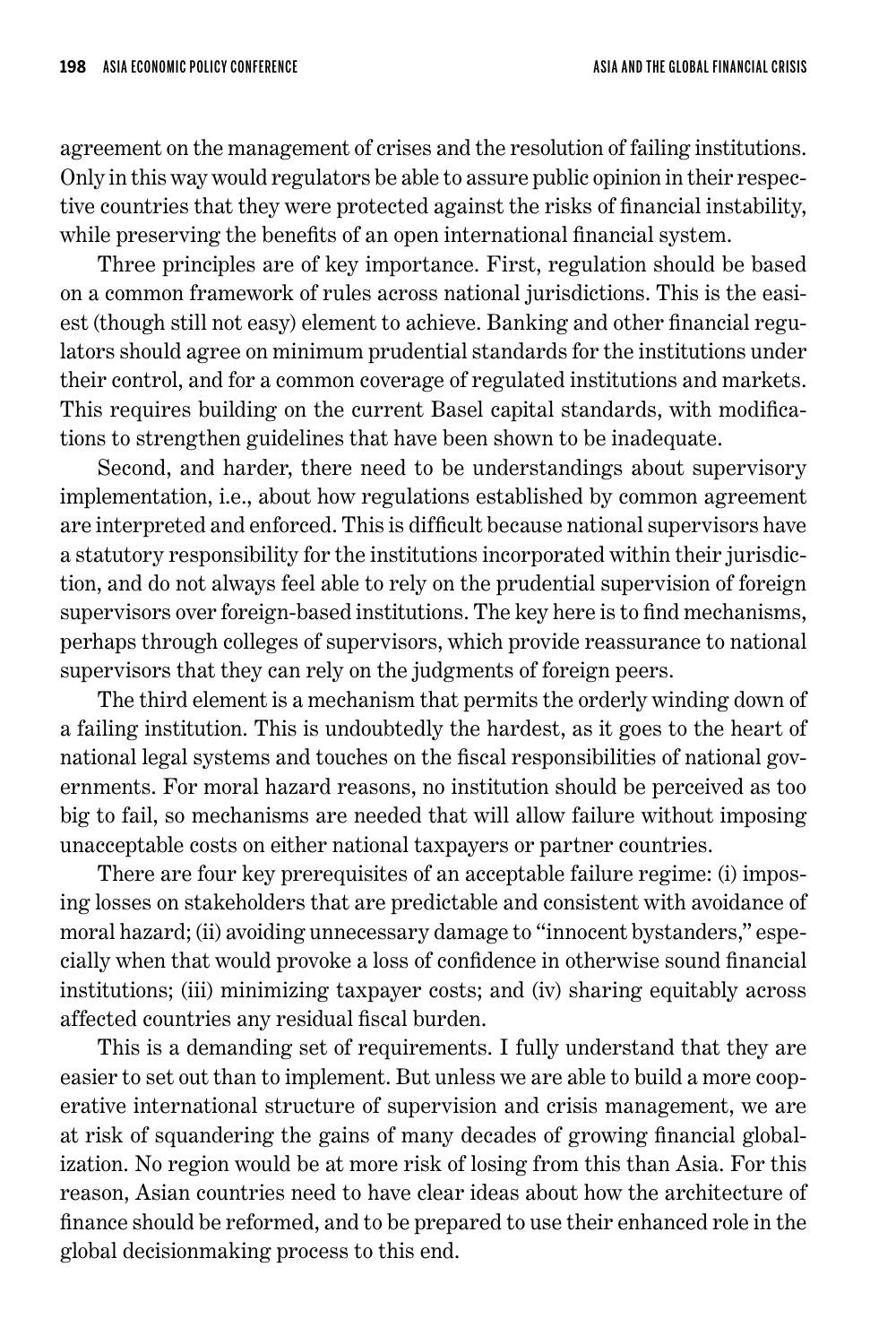agreement on the management of crises and the resolution of failing institutions. Only in this way would regulators be able to assure public opinion in their respective countries that they were protected against the risks of financial instability, while preserving the benefits of an open international financial system.

Three principles are of key importance. First, regulation should be based on a common framework of rules across national jurisdictions. This is the easiest (though still not easy) element to achieve. Banking and other financial regulators should agree on minimum prudential standards for the institutions under their control, and for a common coverage of regulated institutions and markets. This requires building on the current Basel capital standards, with modifications to strengthen guidelines that have been shown to be inadequate.

Second, and harder, there need to be understandings about supervisory implementation, i.e., about how regulations established by common agreement are interpreted and enforced. This is difficult because national supervisors have a statutory responsibility for the institutions incorporated within their jurisdiction, and do not always feel able to rely on the prudential supervision of foreign supervisors over foreign-based institutions. The key here is to find mechanisms, perhaps through colleges of supervisors, which provide reassurance to national supervisors that they can rely on the judgments of foreign peers.

The third element is a mechanism that permits the orderly winding down of a failing institution. This is undoubtedly the hardest, as it goes to the heart of national legal systems and touches on the fiscal responsibilities of national governments. For moral hazard reasons, no institution should be perceived as too big to fail, so mechanisms are needed that will allow failure without imposing unacceptable costs on either national taxpayers or partner countries.

There are four key prerequisites of an acceptable failure regime: (i) imposing losses on stakeholders that are predictable and consistent with avoidance of moral hazard; (ii) avoiding unnecessary damage to "innocent bystanders," especially when that would provoke a loss of confidence in otherwise sound financial institutions; (iii) minimizing taxpayer costs; and (iv) sharing equitably across affected countries any residual fiscal burden.

This is a demanding set of requirements. I fully understand that they are easier to set out than to implement. But unless we are able to build a more cooperative international structure of supervision and crisis management, we are at risk of squandering the gains of many decades of growing financial globalization. No region would be at more risk of losing from this than Asia. For this reason, Asian countries need to have clear ideas about how the architecture of finance should be reformed, and to be prepared to use their enhanced role in the global decisionmaking process to this end.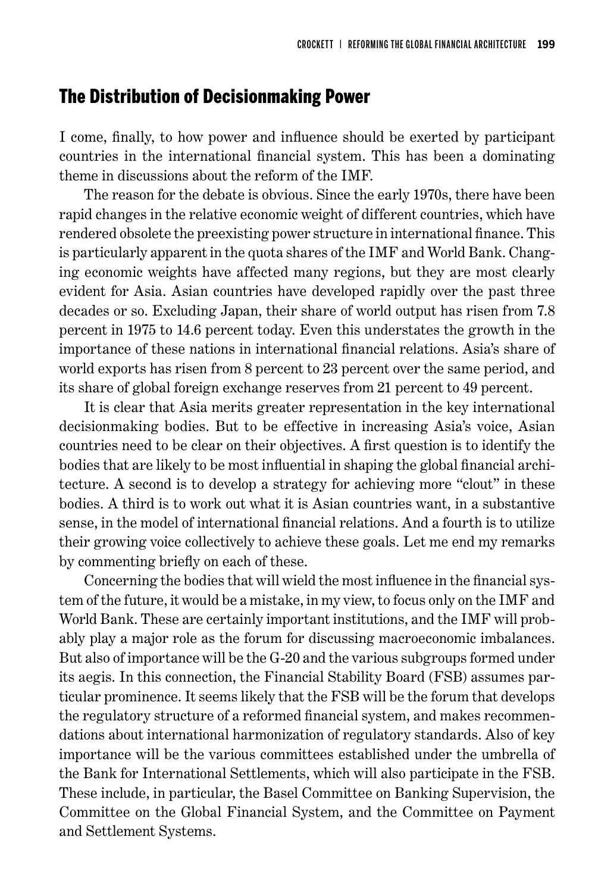## The Distribution of Decisionmaking Power

I come, finally, to how power and influence should be exerted by participant countries in the international financial system. This has been a dominating theme in discussions about the reform of the IMF.

The reason for the debate is obvious. Since the early 1970s, there have been rapid changes in the relative economic weight of different countries, which have rendered obsolete the preexisting power structure in international finance. This is particularly apparent in the quota shares of the IMF and World Bank. Changing economic weights have affected many regions, but they are most clearly evident for Asia. Asian countries have developed rapidly over the past three decades or so. Excluding Japan, their share of world output has risen from 7.8 percent in 1975 to 14.6 percent today. Even this understates the growth in the importance of these nations in international financial relations. Asia's share of world exports has risen from 8 percent to 23 percent over the same period, and its share of global foreign exchange reserves from 21 percent to 49 percent.

It is clear that Asia merits greater representation in the key international decisionmaking bodies. But to be effective in increasing Asia's voice, Asian countries need to be clear on their objectives. A first question is to identify the bodies that are likely to be most influential in shaping the global financial architecture. A second is to develop a strategy for achieving more "clout" in these bodies. A third is to work out what it is Asian countries want, in a substantive sense, in the model of international financial relations. And a fourth is to utilize their growing voice collectively to achieve these goals. Let me end my remarks by commenting briefly on each of these.

Concerning the bodies that will wield the most influence in the financial system of the future, it would be a mistake, in my view, to focus only on the IMF and World Bank. These are certainly important institutions, and the IMF will probably play a major role as the forum for discussing macroeconomic imbalances. But also of importance will be the G-20 and the various subgroups formed under its aegis. In this connection, the Financial Stability Board (FSB) assumes particular prominence. It seems likely that the FSB will be the forum that develops the regulatory structure of a reformed financial system, and makes recommendations about international harmonization of regulatory standards. Also of key importance will be the various committees established under the umbrella of the Bank for International Settlements, which will also participate in the FSB. These include, in particular, the Basel Committee on Banking Supervision, the Committee on the Global Financial System, and the Committee on Payment and Settlement Systems.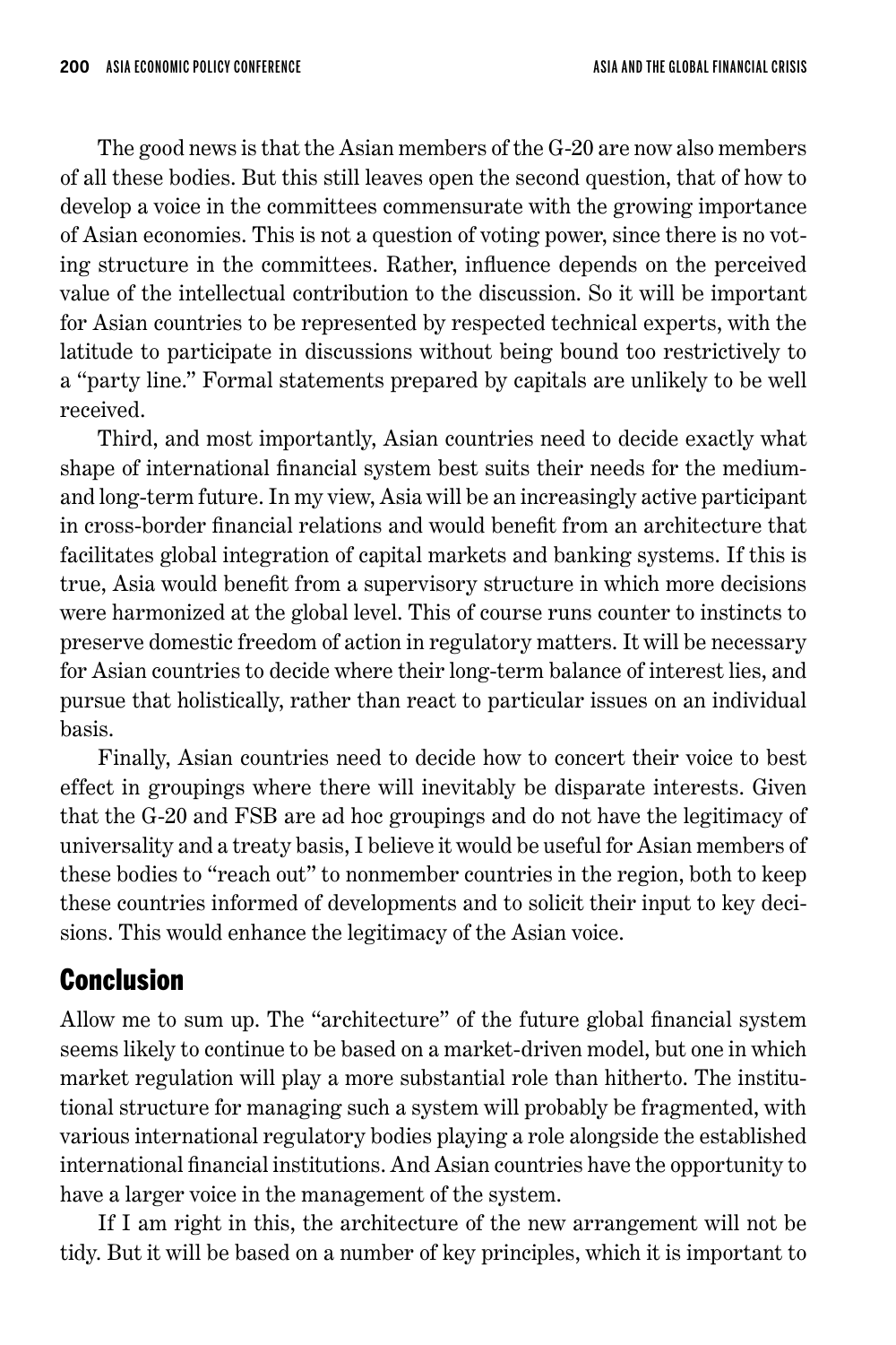The good news is that the Asian members of the G-20 are now also members of all these bodies. But this still leaves open the second question, that of how to develop a voice in the committees commensurate with the growing importance of Asian economies. This is not a question of voting power, since there is no voting structure in the committees. Rather, influence depends on the perceived value of the intellectual contribution to the discussion. So it will be important for Asian countries to be represented by respected technical experts, with the latitude to participate in discussions without being bound too restrictively to a "party line." Formal statements prepared by capitals are unlikely to be well received.

Third, and most importantly, Asian countries need to decide exactly what shape of international financial system best suits their needs for the medium- and long-term future. In my view, Asia will be an increasingly active participant in cross-border financial relations and would benefit from an architecture that facilitates global integration of capital markets and banking systems. If this is true, Asia would benefit from a supervisory structure in which more decisions were harmonized at the global level. This of course runs counter to instincts to preserve domestic freedom of action in regulatory matters. It will be necessary for Asian countries to decide where their long-term balance of interest lies, and pursue that holistically, rather than react to particular issues on an individual basis.

Finally, Asian countries need to decide how to concert their voice to best effect in groupings where there will inevitably be disparate interests. Given that the G-20 and FSB are ad hoc groupings and do not have the legitimacy of universality and a treaty basis, I believe it would be useful for Asian members of these bodies to "reach out" to nonmember countries in the region, both to keep these countries informed of developments and to solicit their input to key decisions. This would enhance the legitimacy of the Asian voice.

## Conclusion

Allow me to sum up. The "architecture" of the future global financial system seems likely to continue to be based on a market-driven model, but one in which market regulation will play a more substantial role than hitherto. The institutional structure for managing such a system will probably be fragmented, with various international regulatory bodies playing a role alongside the established international financial institutions. And Asian countries have the opportunity to have a larger voice in the management of the system.

If I am right in this, the architecture of the new arrangement will not be tidy. But it will be based on a number of key principles, which it is important to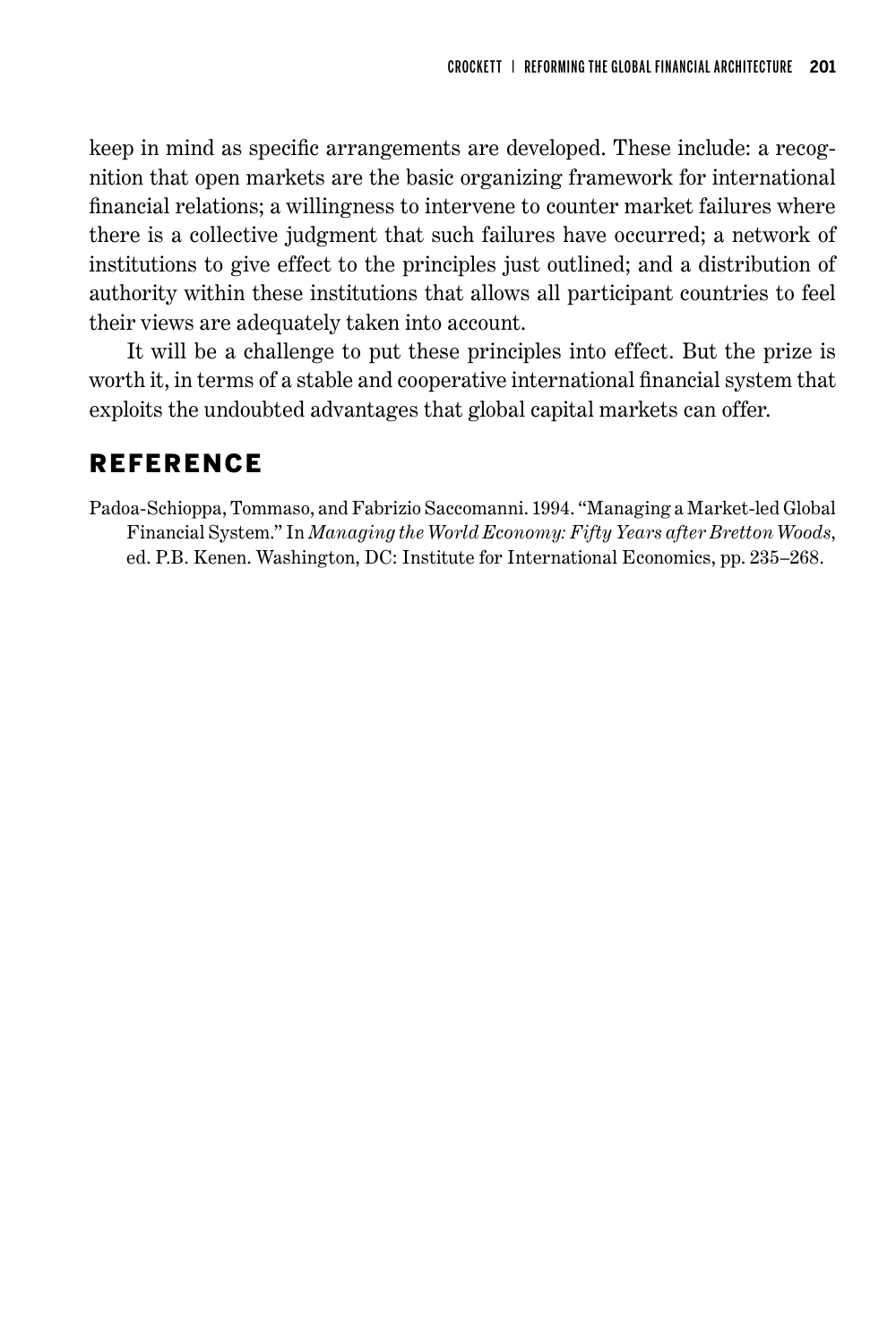keep in mind as specific arrangements are developed. These include: a recognition that open markets are the basic organizing framework for international financial relations; a willingness to intervene to counter market failures where there is a collective judgment that such failures have occurred; a network of institutions to give effect to the principles just outlined; and a distribution of authority within these institutions that allows all participant countries to feel their views are adequately taken into account.

It will be a challenge to put these principles into effect. But the prize is worth it, in terms of a stable and cooperative international financial system that exploits the undoubted advantages that global capital markets can offer.

## REFERENCE

Padoa-Schioppa, Tommaso, and Fabrizio Saccomanni. 1994. "Managing a Market-led Global Financial System." In *Managing the World Economy: Fifty Years after Bretton Woods*, ed. P.B. Kenen. Washington, DC: Institute for International Economics, pp. 235–268.